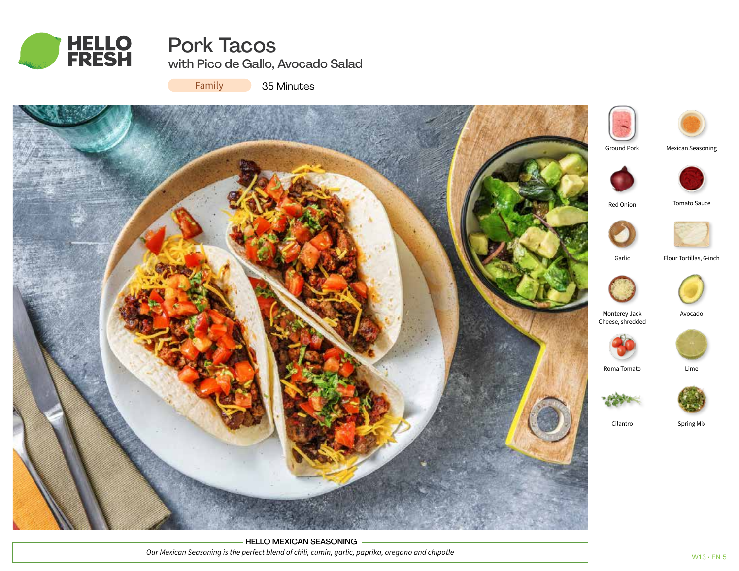# Pork Tacos

## with Pico de Gallo, Avocado Salad

Family 35 Minutes

Ground Pork

Mexican Seasoning

Red Onion

Tomato Sauce

Garlic

Flour Tortillas, 6-inch

Monterey Jack Cheese, shredded

Avocado

Roma Tomato

Lime

Cilantro

Spring Mix

**HELLO MEXICAN SEASONING**

*Our Mexican Seasoning is the perfect blend of chili, cumin, garlic, paprika, oregano and chipotle*

W13 • EN 5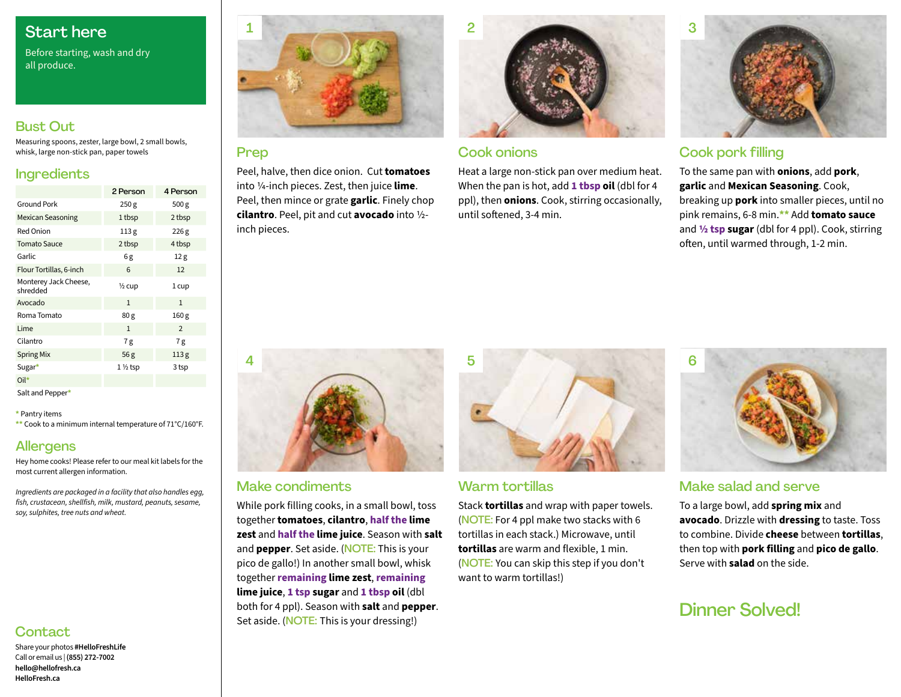## Start here

Before starting, wash and dry all produce.

## Bust Out

Measuring spoons, zester, large bowl, 2 small bowls, whisk, large non-stick pan, paper towels

## Ingredients

| | 2 Person | 4 Person |
|---|---|---|
| Ground Pork | 250 g | 500 g |
| Mexican Seasoning | 1 tbsp | 2 tbsp |
| Red Onion | 113 g | 226 g |
| Tomato Sauce | 2 tbsp | 4 tbsp |
| Garlic | 6 g | 12 g |
| Flour Tortillas, 6-inch | 6 | 12 |
| Monterey Jack Cheese, shredded | ½ cup | 1 cup |
| Avocado | 1 | 1 |
| Roma Tomato | 80 g | 160 g |
| Lime | 1 | 2 |
| Cilantro | 7 g | 7 g |
| Spring Mix | 56 g | 113 g |
| Sugar* | 1 ½ tsp | 3 tsp |
| Oil* | | |
| Salt and Pepper* | | |

\* Pantry items

\** Cook to a minimum internal temperature of 71°C/160°F.

## Allergens

Hey home cooks! Please refer to our meal kit labels for the most current allergen information.

*Ingredients are packaged in a facility that also handles egg, fish, crustacean, shellfish, milk, mustard, peanuts, sesame, soy, sulphites, tree nuts and wheat.*

## Contact

Share your photos **#HelloFreshLife**
Call or email us | **(855) 272-7002**
**hello@hellofresh.ca**
**HelloFresh.ca**

## 1 Prep

Peel, halve, then dice onion. Cut **tomatoes** into ¼-inch pieces. Zest, then juice **lime**. Peel, then mince or grate **garlic**. Finely chop **cilantro**. Peel, pit and cut **avocado** into ½-inch pieces.

## 2 Cook onions

Heat a large non-stick pan over medium heat. When the pan is hot, add **1 tbsp oil** (dbl for 4 ppl), then **onions**. Cook, stirring occasionally, until softened, 3-4 min.

## 3 Cook pork filling

To the same pan with **onions**, add **pork**, **garlic** and **Mexican Seasoning**. Cook, breaking up **pork** into smaller pieces, until no pink remains, 6-8 min.** Add **tomato sauce** and **½ tsp sugar** (dbl for 4 ppl). Cook, stirring often, until warmed through, 1-2 min.

## 4 Make condiments

While pork filling cooks, in a small bowl, toss together **tomatoes**, **cilantro**, **half the lime zest** and **half the lime juice**. Season with **salt** and **pepper**. Set aside. (NOTE: This is your pico de gallo!) In another small bowl, whisk together **remaining lime zest**, **remaining lime juice**, **1 tsp sugar** and **1 tbsp oil** (dbl both for 4 ppl). Season with **salt** and **pepper**. Set aside. (NOTE: This is your dressing!)

## 5 Warm tortillas

Stack **tortillas** and wrap with paper towels. (NOTE: For 4 ppl make two stacks with 6 tortillas in each stack.) Microwave, until **tortillas** are warm and flexible, 1 min. (NOTE: You can skip this step if you don't want to warm tortillas!)

## 6 Make salad and serve

To a large bowl, add **spring mix** and **avocado**. Drizzle with **dressing** to taste. Toss to combine. Divide **cheese** between **tortillas**, then top with **pork filling** and **pico de gallo**. Serve with **salad** on the side.

# Dinner Solved!